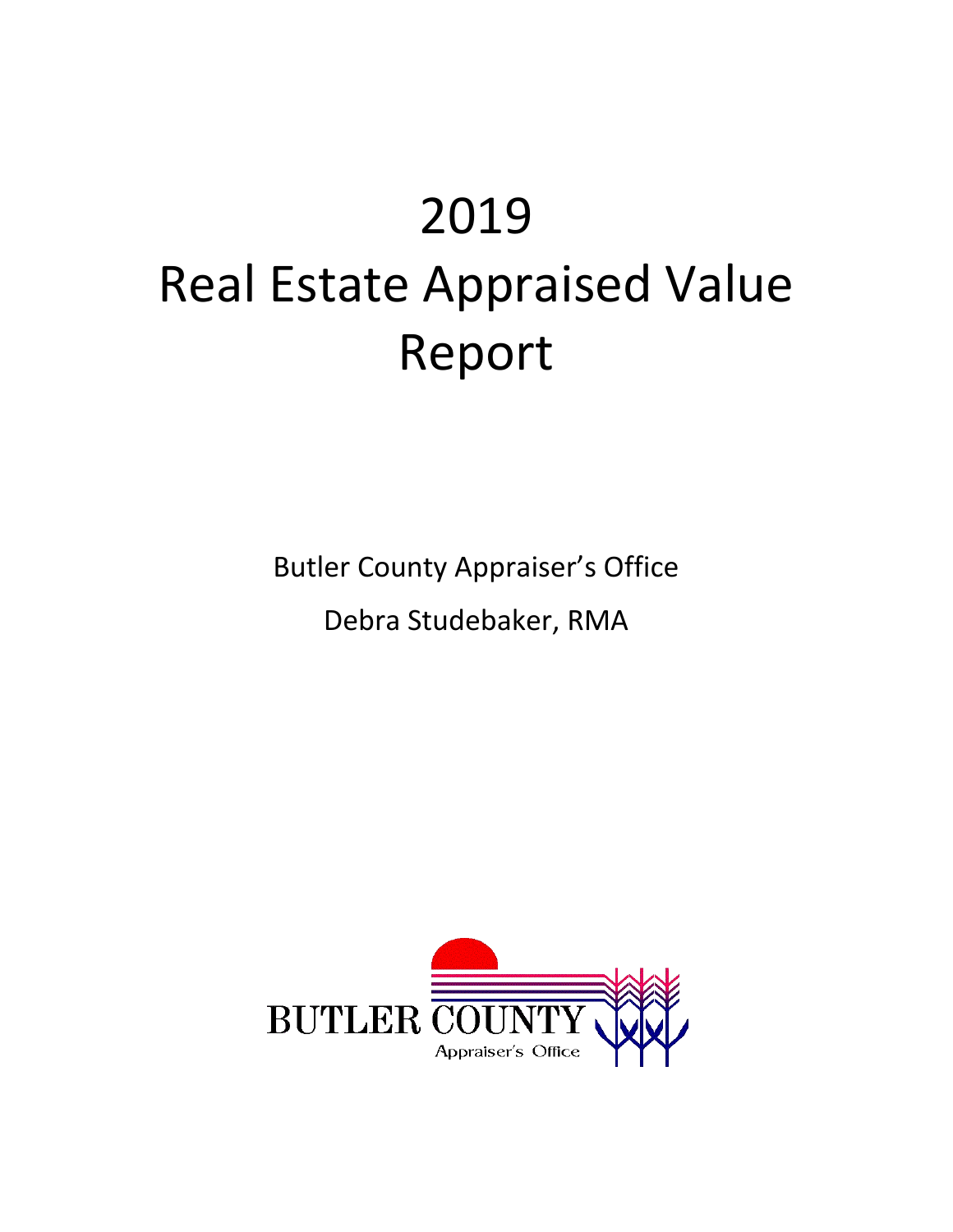# 2019
# Real Estate Appraised Value Report

Butler County Appraiser's Office

Debra Studebaker, RMA

BUTLER COUNTY
Appraiser's Office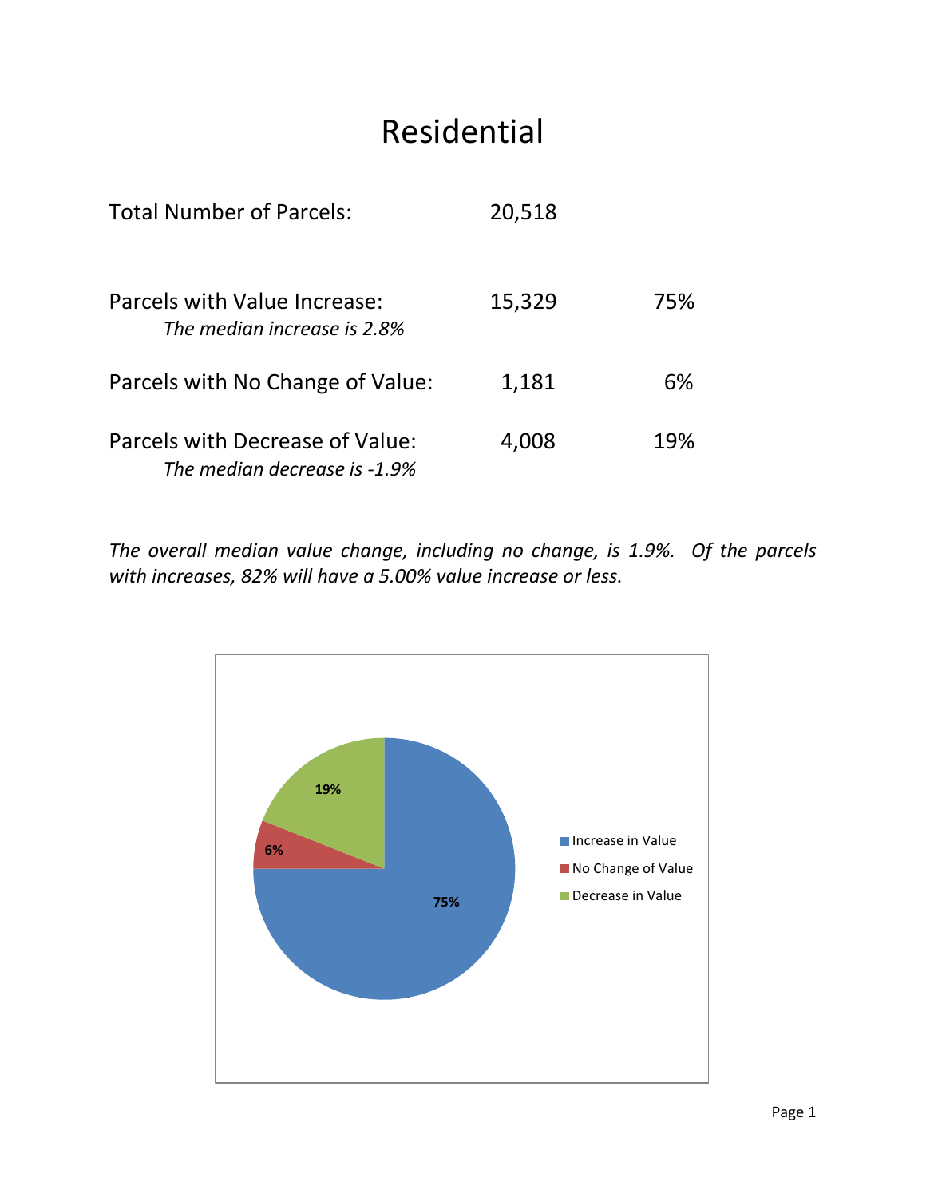# Residential

| | | |
|---|---|---|
| Total Number of Parcels: | 20,518 | |
| Parcels with Value Increase: *The median increase is 2.8%* | 15,329 | 75% |
| Parcels with No Change of Value: | 1,181 | 6% |
| Parcels with Decrease of Value: *The median decrease is -1.9%* | 4,008 | 19% |

*The overall median value change, including no change, is 1.9%. Of the parcels with increases, 82% will have a 5.00% value increase or less.*

| Category | Percent |
|---|---|
| Increase in Value | 75% |
| No Change of Value | 6% |
| Decrease in Value | 19% |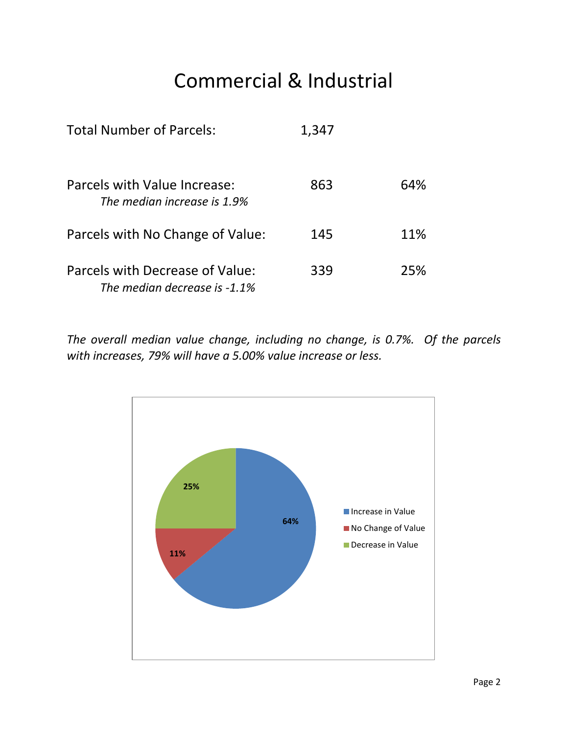# Commercial & Industrial

| | | |
|---|---|---|
| Total Number of Parcels: | 1,347 | |
| Parcels with Value Increase: *The median increase is 1.9%* | 863 | 64% |
| Parcels with No Change of Value: | 145 | 11% |
| Parcels with Decrease of Value: *The median decrease is -1.1%* | 339 | 25% |

*The overall median value change, including no change, is 0.7%. Of the parcels with increases, 79% will have a 5.00% value increase or less.*

| Category | Percentage |
|---|---|
| Increase in Value | 64% |
| No Change of Value | 11% |
| Decrease in Value | 25% |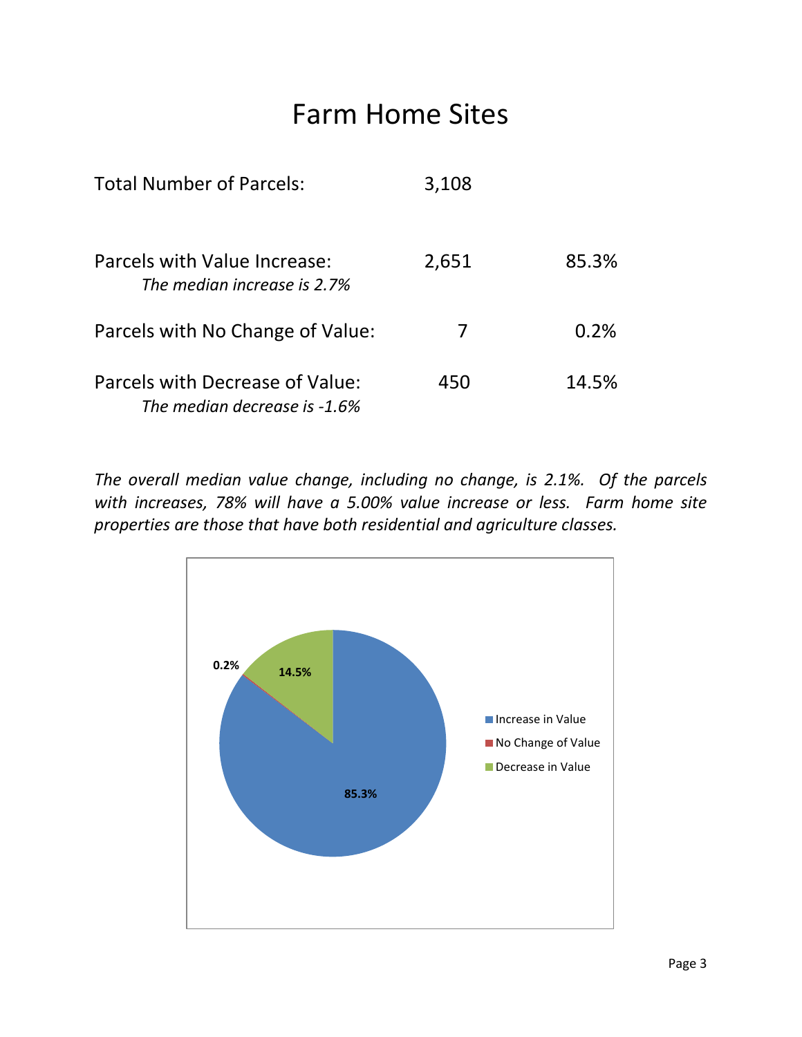# Farm Home Sites

| | | |
|---|---|---|
| Total Number of Parcels: | 3,108 | |
| Parcels with Value Increase:<br>*The median increase is 2.7%* | 2,651 | 85.3% |
| Parcels with No Change of Value: | 7 | 0.2% |
| Parcels with Decrease of Value:<br>*The median decrease is -1.6%* | 450 | 14.5% |

*The overall median value change, including no change, is 2.1%. Of the parcels with increases, 78% will have a 5.00% value increase or less. Farm home site properties are those that have both residential and agriculture classes.*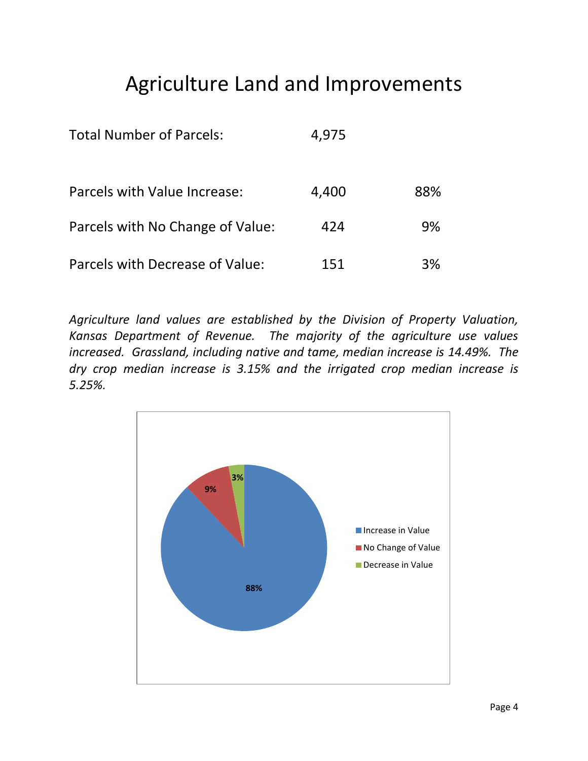# Agriculture Land and Improvements

| | | |
|---|---|---|
| Total Number of Parcels: | 4,975 | |
| Parcels with Value Increase: | 4,400 | 88% |
| Parcels with No Change of Value: | 424 | 9% |
| Parcels with Decrease of Value: | 151 | 3% |

*Agriculture land values are established by the Division of Property Valuation, Kansas Department of Revenue. The majority of the agriculture use values increased. Grassland, including native and tame, median increase is 14.49%. The dry crop median increase is 3.15% and the irrigated crop median increase is 5.25%.*

3%
9%
88%

- Increase in Value
- No Change of Value
- Decrease in Value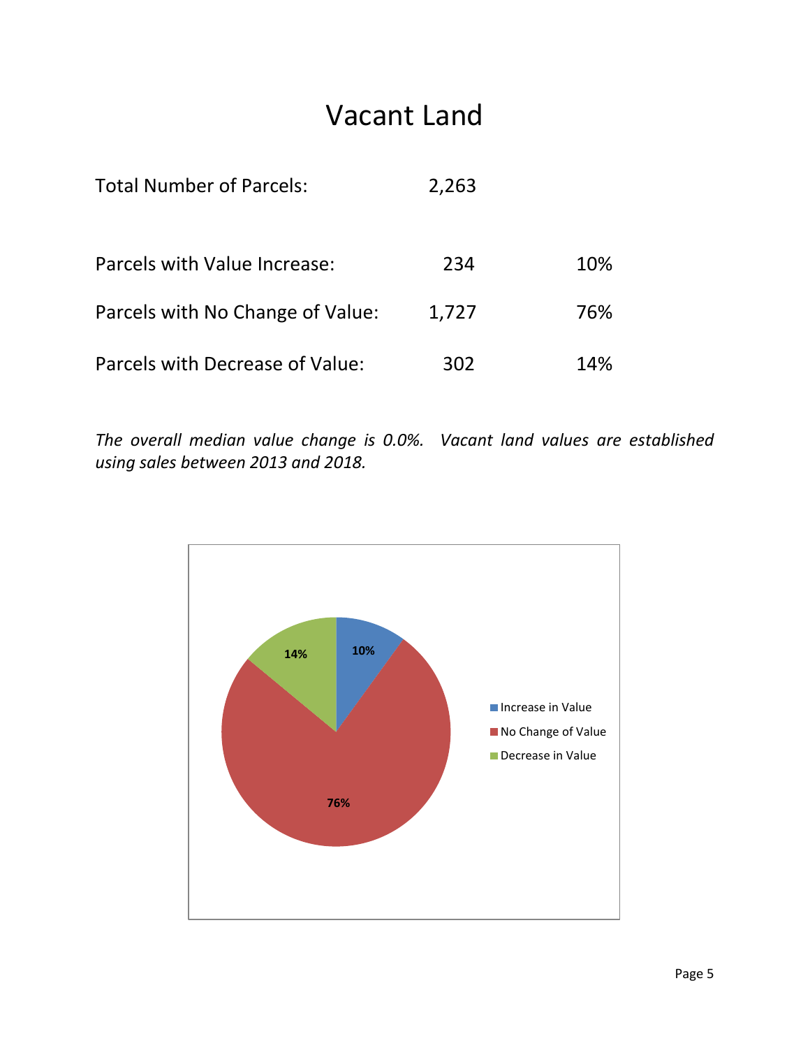# Vacant Land

| | | |
|---|---|---|
| Total Number of Parcels: | 2,263 | |
| Parcels with Value Increase: | 234 | 10% |
| Parcels with No Change of Value: | 1,727 | 76% |
| Parcels with Decrease of Value: | 302 | 14% |

*The overall median value change is 0.0%. Vacant land values are established using sales between 2013 and 2018.*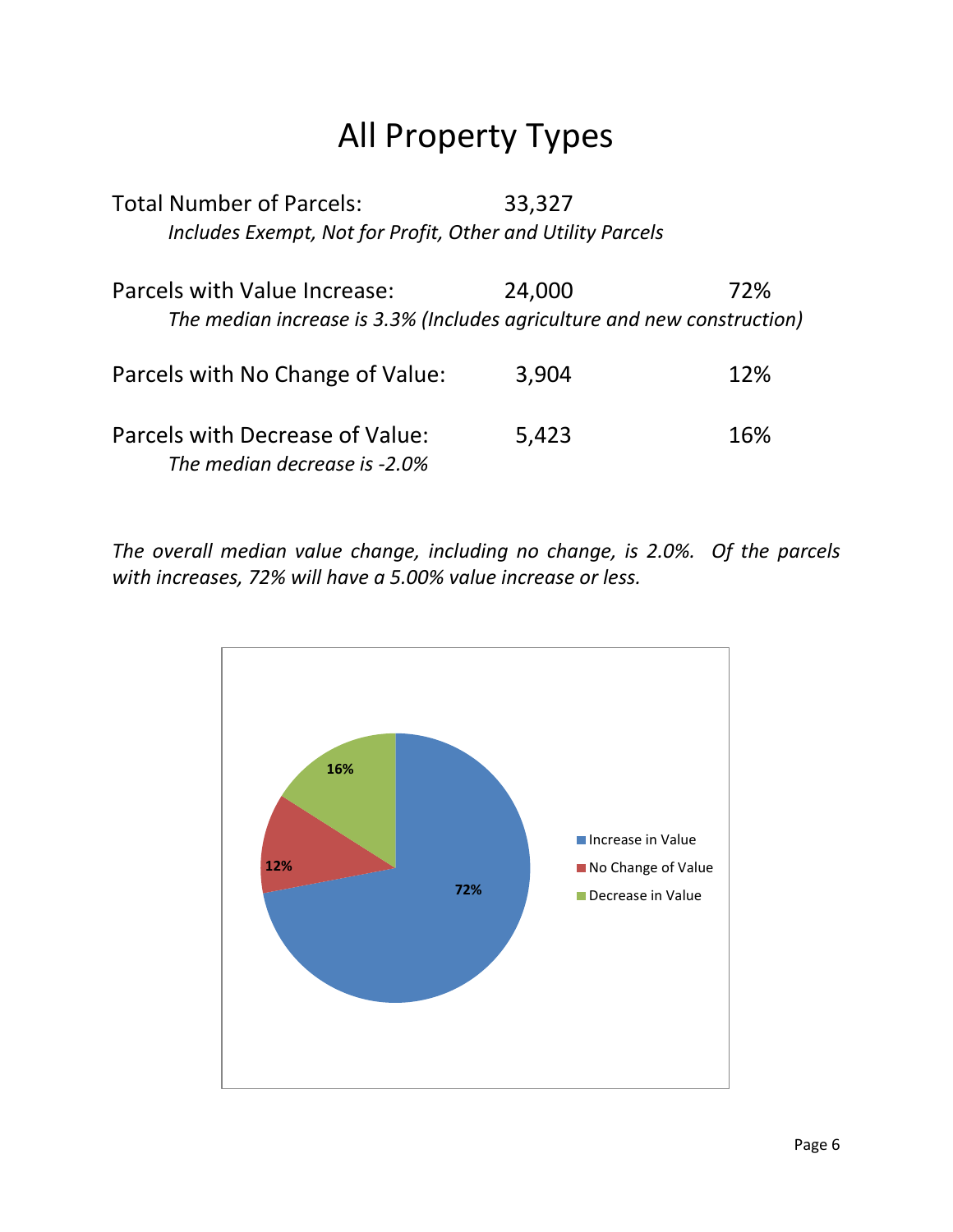# All Property Types

| | | |
|---|---|---|
| Total Number of Parcels: | 33,327 | |
| *Includes Exempt, Not for Profit, Other and Utility Parcels* | | |
| Parcels with Value Increase: | 24,000 | 72% |
| *The median increase is 3.3% (Includes agriculture and new construction)* | | |
| Parcels with No Change of Value: | 3,904 | 12% |
| Parcels with Decrease of Value: | 5,423 | 16% |
| *The median decrease is -2.0%* | | |

*The overall median value change, including no change, is 2.0%. Of the parcels with increases, 72% will have a 5.00% value increase or less.*

| Category | Percent |
|---|---|
| Increase in Value | 72% |
| No Change of Value | 12% |
| Decrease in Value | 16% |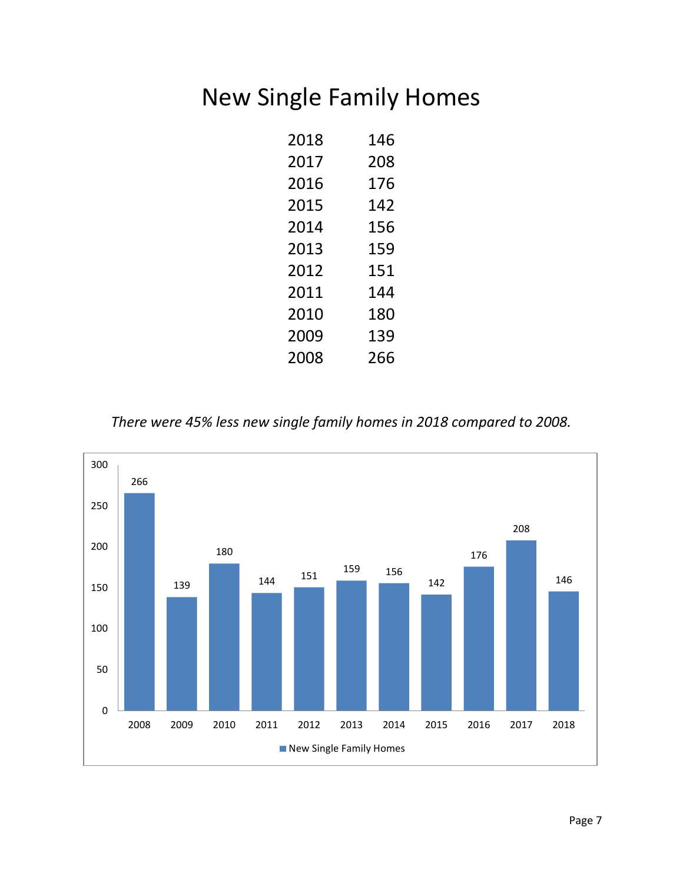# New Single Family Homes

| | |
|---|---|
| 2018 | 146 |
| 2017 | 208 |
| 2016 | 176 |
| 2015 | 142 |
| 2014 | 156 |
| 2013 | 159 |
| 2012 | 151 |
| 2011 | 144 |
| 2010 | 180 |
| 2009 | 139 |
| 2008 | 266 |

*There were 45% less new single family homes in 2018 compared to 2008.*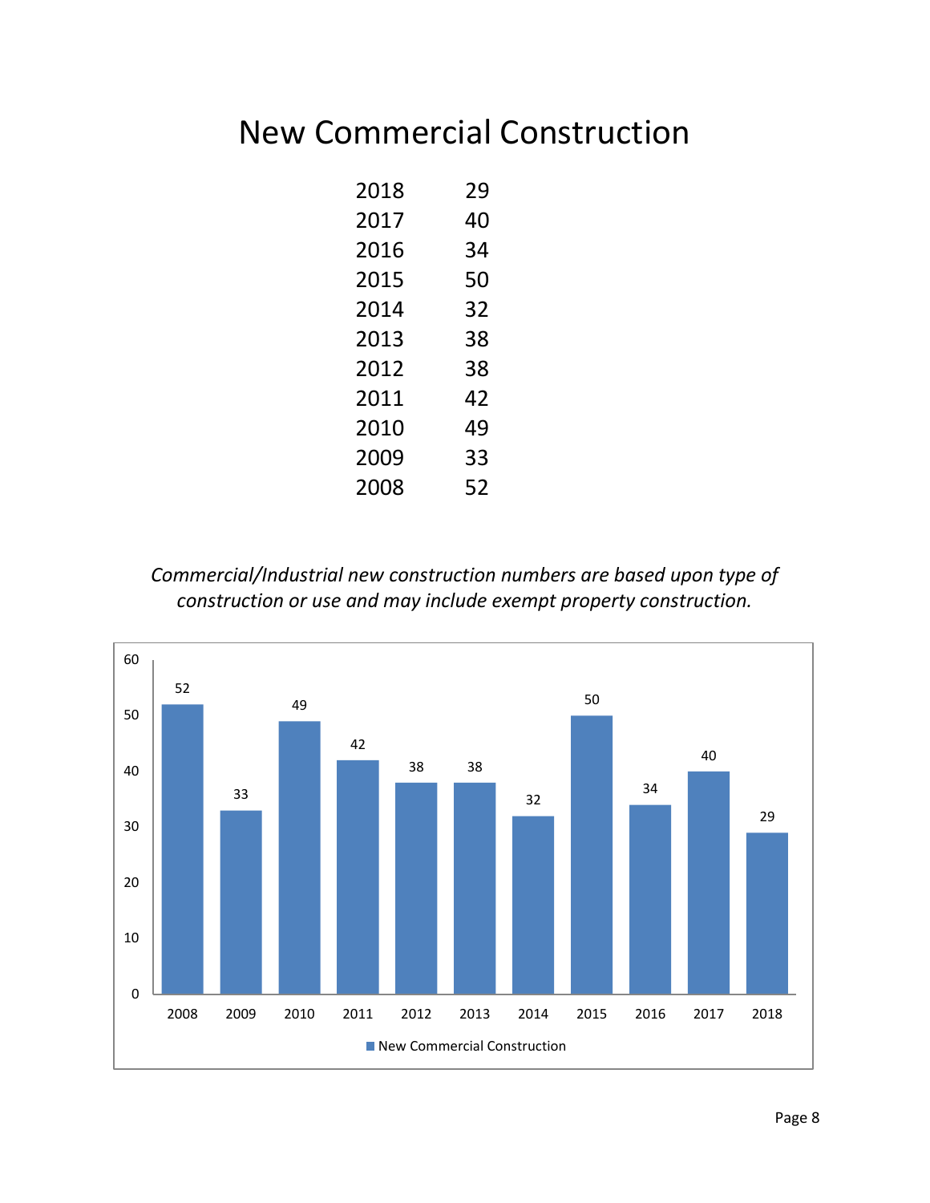# New Commercial Construction

| Year | Count |
|---|---|
| 2018 | 29 |
| 2017 | 40 |
| 2016 | 34 |
| 2015 | 50 |
| 2014 | 32 |
| 2013 | 38 |
| 2012 | 38 |
| 2011 | 42 |
| 2010 | 49 |
| 2009 | 33 |
| 2008 | 52 |

*Commercial/Industrial new construction numbers are based upon type of construction or use and may include exempt property construction.*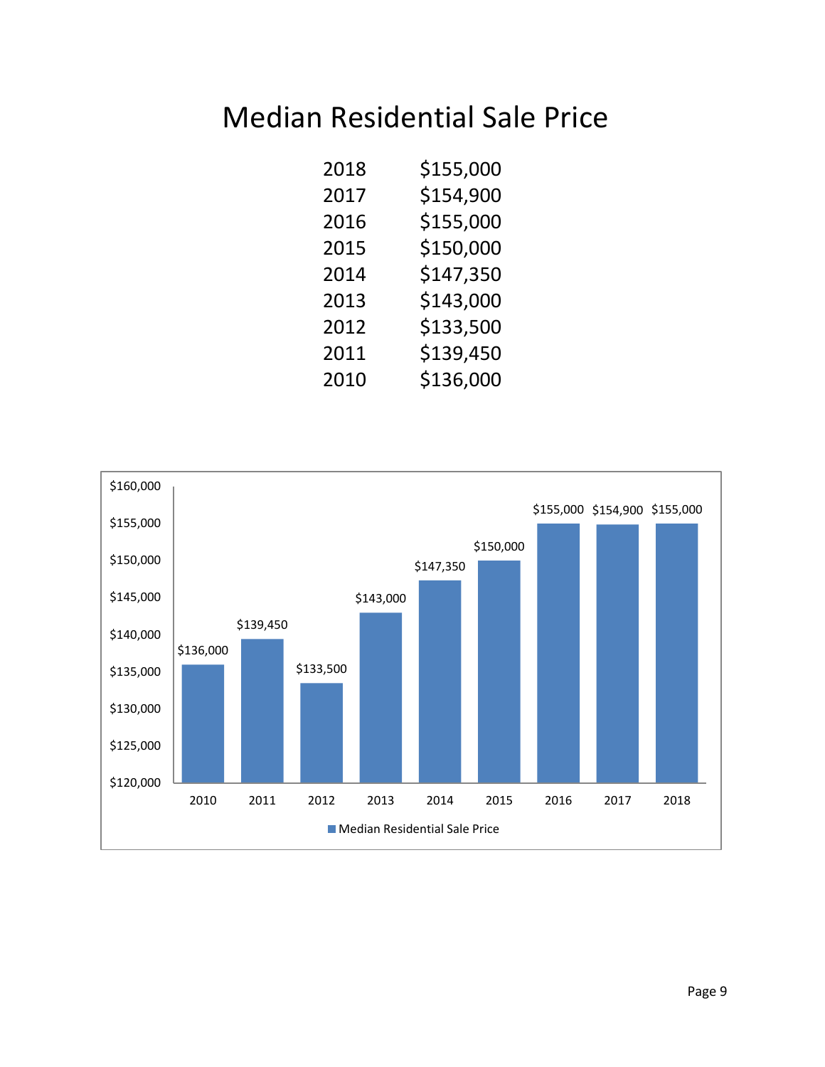# Median Residential Sale Price

| Year | Price |
|---|---|
| 2018 | $155,000 |
| 2017 | $154,900 |
| 2016 | $155,000 |
| 2015 | $150,000 |
| 2014 | $147,350 |
| 2013 | $143,000 |
| 2012 | $133,500 |
| 2011 | $139,450 |
| 2010 | $136,000 |

| Year | Median Residential Sale Price |
|---|---|
| 2010 | $136,000 |
| 2011 | $139,450 |
| 2012 | $133,500 |
| 2013 | $143,000 |
| 2014 | $147,350 |
| 2015 | $150,000 |
| 2016 | $155,000 |
| 2017 | $154,900 |
| 2018 | $155,000 |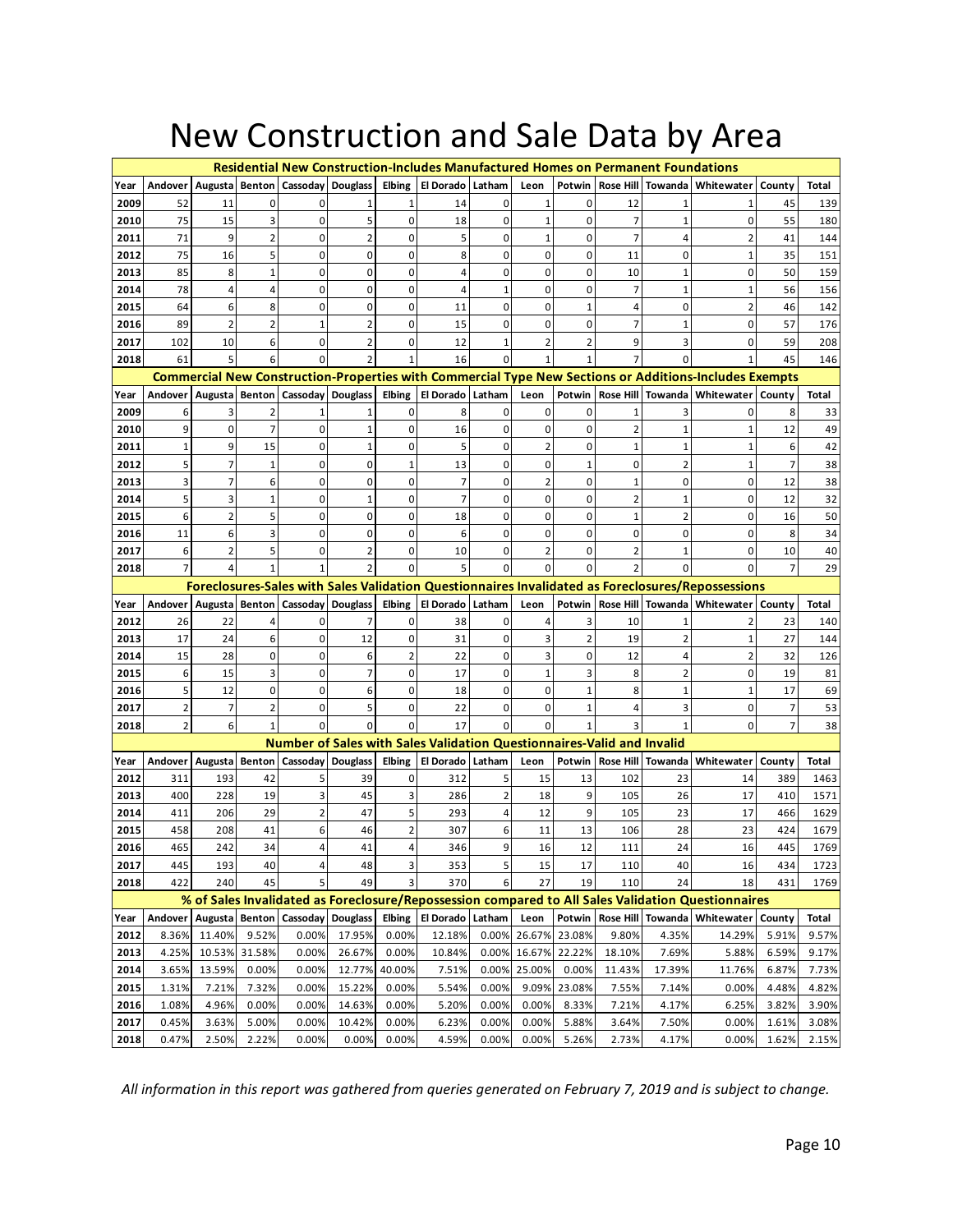# New Construction and Sale Data by Area

| Residential New Construction-Includes Manufactured Homes on Permanent Foundations | | | | | | | | | | | | | | | |
|---|---|---|---|---|---|---|---|---|---|---|---|---|---|---|---|
| **Year** | **Andover** | **Augusta** | **Benton** | **Cassoday** | **Douglass** | **Elbing** | **El Dorado** | **Latham** | **Leon** | **Potwin** | **Rose Hill** | **Towanda** | **Whitewater** | **County** | **Total** |
| **2009** | 52 | 11 | 0 | 0 | 1 | 1 | 14 | 0 | 1 | 0 | 12 | 1 | 1 | 45 | 139 |
| **2010** | 75 | 15 | 3 | 0 | 5 | 0 | 18 | 0 | 1 | 0 | 7 | 1 | 0 | 55 | 180 |
| **2011** | 71 | 9 | 2 | 0 | 2 | 0 | 5 | 0 | 1 | 0 | 7 | 4 | 2 | 41 | 144 |
| **2012** | 75 | 16 | 5 | 0 | 0 | 0 | 8 | 0 | 0 | 0 | 11 | 0 | 1 | 35 | 151 |
| **2013** | 85 | 8 | 1 | 0 | 0 | 0 | 4 | 0 | 0 | 0 | 10 | 1 | 0 | 50 | 159 |
| **2014** | 78 | 4 | 4 | 0 | 0 | 0 | 4 | 1 | 0 | 0 | 7 | 1 | 1 | 56 | 156 |
| **2015** | 64 | 6 | 8 | 0 | 0 | 0 | 11 | 0 | 0 | 1 | 4 | 0 | 2 | 46 | 142 |
| **2016** | 89 | 2 | 2 | 1 | 2 | 0 | 15 | 0 | 0 | 0 | 7 | 1 | 0 | 57 | 176 |
| **2017** | 102 | 10 | 6 | 0 | 2 | 0 | 12 | 1 | 2 | 2 | 9 | 3 | 0 | 59 | 208 |
| **2018** | 61 | 5 | 6 | 0 | 2 | 1 | 16 | 0 | 1 | 1 | 7 | 0 | 1 | 45 | 146 |

| Commercial New Construction-Properties with Commercial Type New Sections or Additions-Includes Exempts | | | | | | | | | | | | | | | |
|---|---|---|---|---|---|---|---|---|---|---|---|---|---|---|---|
| **Year** | **Andover** | **Augusta** | **Benton** | **Cassoday** | **Douglass** | **Elbing** | **El Dorado** | **Latham** | **Leon** | **Potwin** | **Rose Hill** | **Towanda** | **Whitewater** | **County** | **Total** |
| **2009** | 6 | 3 | 2 | 1 | 1 | 0 | 8 | 0 | 0 | 0 | 1 | 3 | 0 | 8 | 33 |
| **2010** | 9 | 0 | 7 | 0 | 1 | 0 | 16 | 0 | 0 | 0 | 2 | 1 | 1 | 12 | 49 |
| **2011** | 1 | 9 | 15 | 0 | 1 | 0 | 5 | 0 | 2 | 0 | 1 | 1 | 1 | 6 | 42 |
| **2012** | 5 | 7 | 1 | 0 | 0 | 1 | 13 | 0 | 0 | 1 | 0 | 2 | 1 | 7 | 38 |
| **2013** | 3 | 7 | 6 | 0 | 0 | 0 | 7 | 0 | 2 | 0 | 1 | 0 | 0 | 12 | 38 |
| **2014** | 5 | 3 | 1 | 0 | 1 | 0 | 7 | 0 | 0 | 0 | 2 | 1 | 0 | 12 | 32 |
| **2015** | 6 | 2 | 5 | 0 | 0 | 0 | 18 | 0 | 0 | 0 | 1 | 2 | 0 | 16 | 50 |
| **2016** | 11 | 6 | 3 | 0 | 0 | 0 | 6 | 0 | 0 | 0 | 0 | 0 | 0 | 8 | 34 |
| **2017** | 6 | 2 | 5 | 0 | 2 | 0 | 10 | 0 | 2 | 0 | 2 | 1 | 0 | 10 | 40 |
| **2018** | 7 | 4 | 1 | 1 | 2 | 0 | 5 | 0 | 0 | 0 | 2 | 0 | 0 | 7 | 29 |

| Foreclosures-Sales with Sales Validation Questionnaires Invalidated as Foreclosures/Repossessions | | | | | | | | | | | | | | | |
|---|---|---|---|---|---|---|---|---|---|---|---|---|---|---|---|
| **Year** | **Andover** | **Augusta** | **Benton** | **Cassoday** | **Douglass** | **Elbing** | **El Dorado** | **Latham** | **Leon** | **Potwin** | **Rose Hill** | **Towanda** | **Whitewater** | **County** | **Total** |
| **2012** | 26 | 22 | 4 | 0 | 7 | 0 | 38 | 0 | 4 | 3 | 10 | 1 | 2 | 23 | 140 |
| **2013** | 17 | 24 | 6 | 0 | 12 | 0 | 31 | 0 | 3 | 2 | 19 | 2 | 1 | 27 | 144 |
| **2014** | 15 | 28 | 0 | 0 | 6 | 2 | 22 | 0 | 3 | 0 | 12 | 4 | 2 | 32 | 126 |
| **2015** | 6 | 15 | 3 | 0 | 7 | 0 | 17 | 0 | 1 | 3 | 8 | 2 | 0 | 19 | 81 |
| **2016** | 5 | 12 | 0 | 0 | 6 | 0 | 18 | 0 | 0 | 1 | 8 | 1 | 1 | 17 | 69 |
| **2017** | 2 | 7 | 2 | 0 | 5 | 0 | 22 | 0 | 0 | 1 | 4 | 3 | 0 | 7 | 53 |
| **2018** | 2 | 6 | 1 | 0 | 0 | 0 | 17 | 0 | 0 | 1 | 3 | 1 | 0 | 7 | 38 |

| Number of Sales with Sales Validation Questionnaires-Valid and Invalid | | | | | | | | | | | | | | | |
|---|---|---|---|---|---|---|---|---|---|---|---|---|---|---|---|
| **Year** | **Andover** | **Augusta** | **Benton** | **Cassoday** | **Douglass** | **Elbing** | **El Dorado** | **Latham** | **Leon** | **Potwin** | **Rose Hill** | **Towanda** | **Whitewater** | **County** | **Total** |
| **2012** | 311 | 193 | 42 | 5 | 39 | 0 | 312 | 5 | 15 | 13 | 102 | 23 | 14 | 389 | 1463 |
| **2013** | 400 | 228 | 19 | 3 | 45 | 3 | 286 | 2 | 18 | 9 | 105 | 26 | 17 | 410 | 1571 |
| **2014** | 411 | 206 | 29 | 2 | 47 | 5 | 293 | 4 | 12 | 9 | 105 | 23 | 17 | 466 | 1629 |
| **2015** | 458 | 208 | 41 | 6 | 46 | 2 | 307 | 6 | 11 | 13 | 106 | 28 | 23 | 424 | 1679 |
| **2016** | 465 | 242 | 34 | 4 | 41 | 4 | 346 | 9 | 16 | 12 | 111 | 24 | 16 | 445 | 1769 |
| **2017** | 445 | 193 | 40 | 4 | 48 | 3 | 353 | 5 | 15 | 17 | 110 | 40 | 16 | 434 | 1723 |
| **2018** | 422 | 240 | 45 | 5 | 49 | 3 | 370 | 6 | 27 | 19 | 110 | 24 | 18 | 431 | 1769 |

| % of Sales Invalidated as Foreclosure/Repossession compared to All Sales Validation Questionnaires | | | | | | | | | | | | | | | |
|---|---|---|---|---|---|---|---|---|---|---|---|---|---|---|---|
| **Year** | **Andover** | **Augusta** | **Benton** | **Cassoday** | **Douglass** | **Elbing** | **El Dorado** | **Latham** | **Leon** | **Potwin** | **Rose Hill** | **Towanda** | **Whitewater** | **County** | **Total** |
| **2012** | 8.36% | 11.40% | 9.52% | 0.00% | 17.95% | 0.00% | 12.18% | 0.00% | 26.67% | 23.08% | 9.80% | 4.35% | 14.29% | 5.91% | 9.57% |
| **2013** | 4.25% | 10.53% | 31.58% | 0.00% | 26.67% | 0.00% | 10.84% | 0.00% | 16.67% | 22.22% | 18.10% | 7.69% | 5.88% | 6.59% | 9.17% |
| **2014** | 3.65% | 13.59% | 0.00% | 0.00% | 12.77% | 40.00% | 7.51% | 0.00% | 25.00% | 0.00% | 11.43% | 17.39% | 11.76% | 6.87% | 7.73% |
| **2015** | 1.31% | 7.21% | 7.32% | 0.00% | 15.22% | 0.00% | 5.54% | 0.00% | 9.09% | 23.08% | 7.55% | 7.14% | 0.00% | 4.48% | 4.82% |
| **2016** | 1.08% | 4.96% | 0.00% | 0.00% | 14.63% | 0.00% | 5.20% | 0.00% | 0.00% | 8.33% | 7.21% | 4.17% | 6.25% | 3.82% | 3.90% |
| **2017** | 0.45% | 3.63% | 5.00% | 0.00% | 10.42% | 0.00% | 6.23% | 0.00% | 0.00% | 5.88% | 3.64% | 7.50% | 0.00% | 1.61% | 3.08% |
| **2018** | 0.47% | 2.50% | 2.22% | 0.00% | 0.00% | 0.00% | 4.59% | 0.00% | 0.00% | 5.26% | 2.73% | 4.17% | 0.00% | 1.62% | 2.15% |

*All information in this report was gathered from queries generated on February 7, 2019 and is subject to change.*